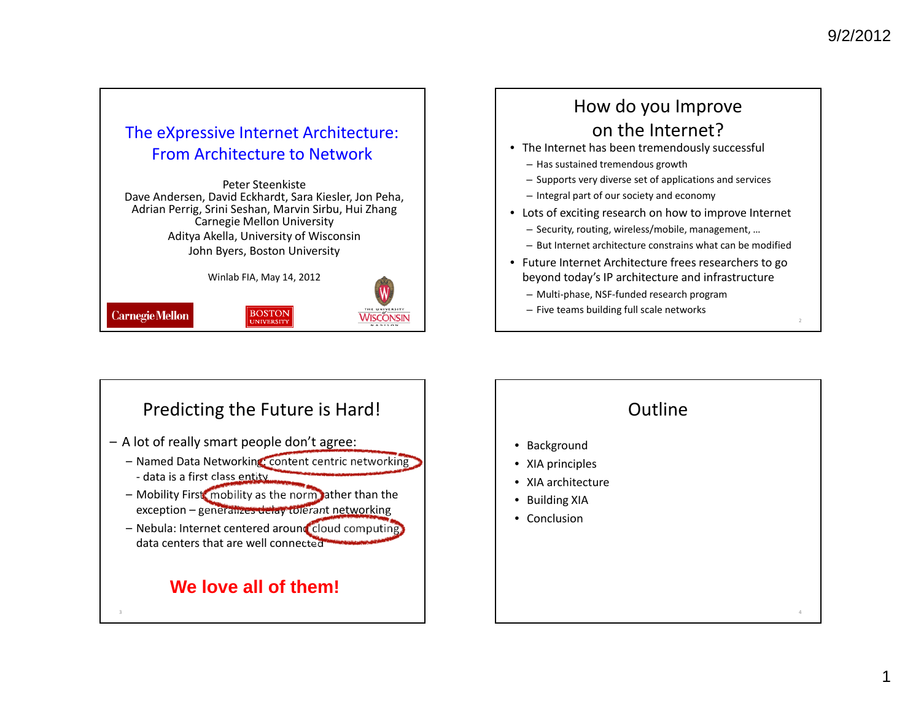# The eXpressive Internet Architecture: From Architecture to Network

Peter Steenkiste
Dave Andersen, David Eckhardt, Sara Kiesler, Jon Peha, Adrian Perrig, Srini Seshan, Marvin Sirbu, Hui Zhang
Carnegie Mellon University
Aditya Akella, University of Wisconsin
John Byers, Boston University

Winlab FIA, May 14, 2012

Carnegie Mellon | BOSTON UNIVERSITY | THE UNIVERSITY of WISCONSIN MADISON

## How do you Improve on the Internet?

- The Internet has been tremendously successful
  - Has sustained tremendous growth
  - Supports very diverse set of applications and services
  - Integral part of our society and economy
- Lots of exciting research on how to improve Internet
  - Security, routing, wireless/mobile, management, …
  - But Internet architecture constrains what can be modified
- Future Internet Architecture frees researchers to go beyond today's IP architecture and infrastructure
  - Multi-phase, NSF-funded research program
  - Five teams building full scale networks

## Predicting the Future is Hard!

- A lot of really smart people don't agree:
  - Named Data Networking: content centric networking - data is a first class entity
  - Mobility First: mobility as the norm rather than the exception – generalizes delay tolerant networking
  - Nebula: Internet centered around cloud computing data centers that are well connected

**We love all of them!**

## Outline

- Background
- XIA principles
- XIA architecture
- Building XIA
- Conclusion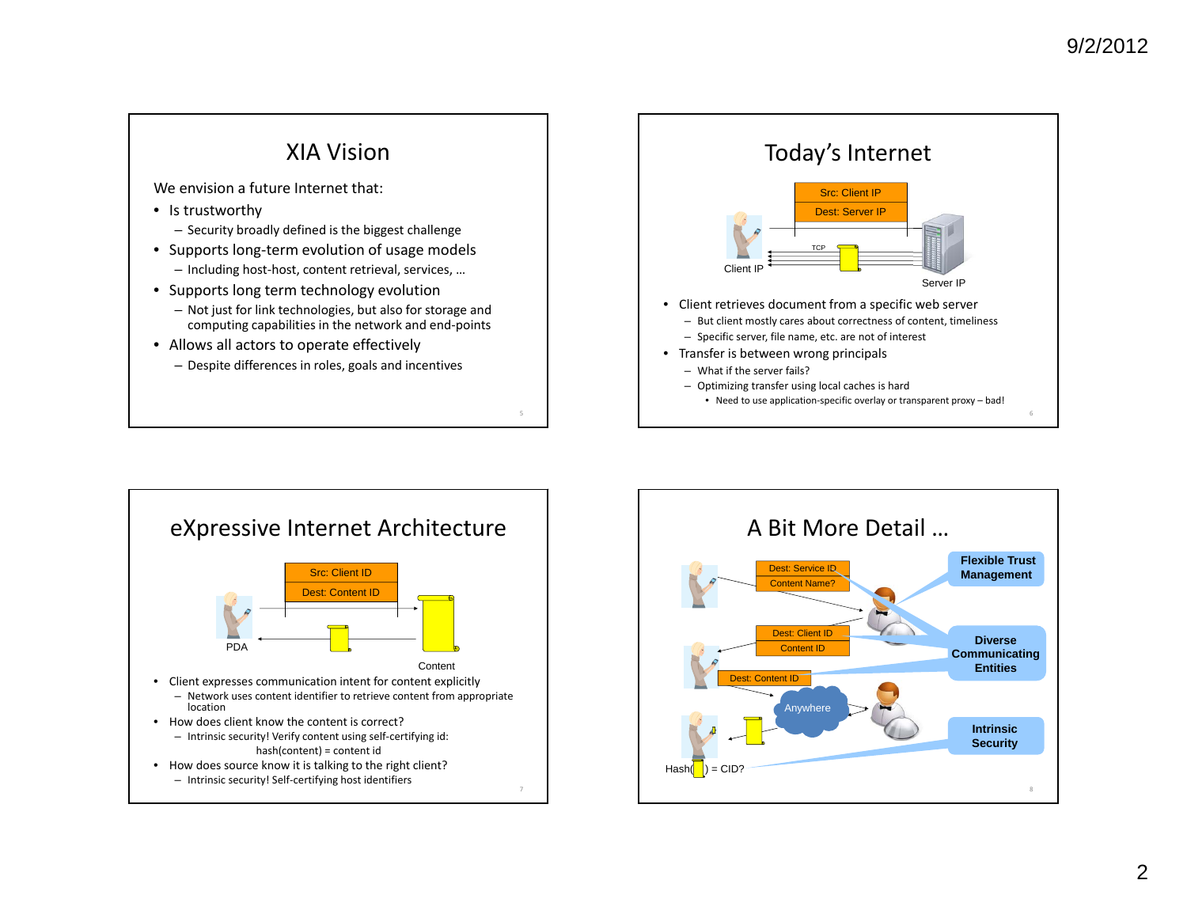## XIA Vision

We envision a future Internet that:

- Is trustworthy
  - Security broadly defined is the biggest challenge
- Supports long-term evolution of usage models
  - Including host-host, content retrieval, services, …
- Supports long term technology evolution
  - Not just for link technologies, but also for storage and computing capabilities in the network and end-points
- Allows all actors to operate effectively
  - Despite differences in roles, goals and incentives

## Today's Internet

Src: Client IP
Dest: Server IP

TCP

Client IP

Server IP

- Client retrieves document from a specific web server
  - But client mostly cares about correctness of content, timeliness
  - Specific server, file name, etc. are not of interest
- Transfer is between wrong principals
  - What if the server fails?
  - Optimizing transfer using local caches is hard
    - Need to use application-specific overlay or transparent proxy – bad!

## eXpressive Internet Architecture

Src: Client ID
Dest: Content ID

PDA

Content

- Client expresses communication intent for content explicitly
  - Network uses content identifier to retrieve content from appropriate location
- How does client know the content is correct?
  - Intrinsic security! Verify content using self-certifying id:
    hash(content) = content id
- How does source know it is talking to the right client?
  - Intrinsic security! Self-certifying host identifiers

## A Bit More Detail …

Dest: Service ID
Content Name?

Dest: Client ID
Content ID

Dest: Content ID

Anywhere

Hash( ) = CID?

**Flexible Trust Management**

**Diverse Communicating Entities**

**Intrinsic Security**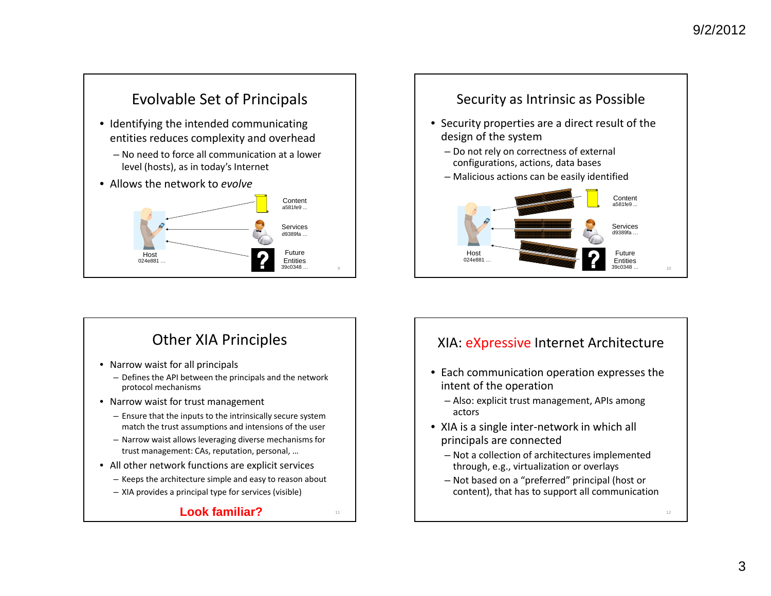## Evolvable Set of Principals

- Identifying the intended communicating entities reduces complexity and overhead
  - No need to force all communication at a lower level (hosts), as in today's Internet
- Allows the network to *evolve*

Content a581fe9 ...

Services d9389fa ...

Host 024e881 ...

Future Entities 39c0348 ...

## Security as Intrinsic as Possible

- Security properties are a direct result of the design of the system
  - Do not rely on correctness of external configurations, actions, data bases
  - Malicious actions can be easily identified

Content a581fe9 ...

Services d9389fa ...

Host 024e881 ...

Future Entities 39c0348 ...

## Other XIA Principles

- Narrow waist for all principals
  - Defines the API between the principals and the network protocol mechanisms
- Narrow waist for trust management
  - Ensure that the inputs to the intrinsically secure system match the trust assumptions and intensions of the user
  - Narrow waist allows leveraging diverse mechanisms for trust management: CAs, reputation, personal, …
- All other network functions are explicit services
  - Keeps the architecture simple and easy to reason about
  - XIA provides a principal type for services (visible)

**Look familiar?**

## XIA: eXpressive Internet Architecture

- Each communication operation expresses the intent of the operation
  - Also: explicit trust management, APIs among actors
- XIA is a single inter-network in which all principals are connected
  - Not a collection of architectures implemented through, e.g., virtualization or overlays
  - Not based on a "preferred" principal (host or content), that has to support all communication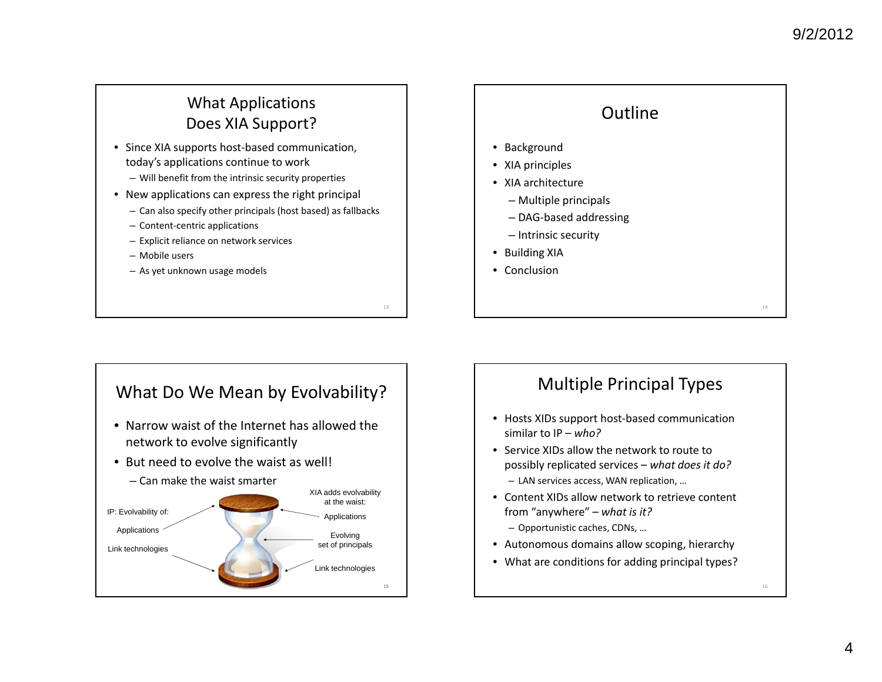## What Applications Does XIA Support?

- Since XIA supports host-based communication, today's applications continue to work
  - Will benefit from the intrinsic security properties
- New applications can express the right principal
  - Can also specify other principals (host based) as fallbacks
  - Content-centric applications
  - Explicit reliance on network services
  - Mobile users
  - As yet unknown usage models

## Outline

- Background
- XIA principles
- XIA architecture
  - Multiple principals
  - DAG-based addressing
  - Intrinsic security
- Building XIA
- Conclusion

## What Do We Mean by Evolvability?

- Narrow waist of the Internet has allowed the network to evolve significantly
- But need to evolve the waist as well!
  - Can make the waist smarter

IP: Evolvability of:

Applications

Link technologies

XIA adds evolvability at the waist:

Applications

Evolving set of principals

Link technologies

## Multiple Principal Types

- Hosts XIDs support host-based communication similar to IP – *who?*
- Service XIDs allow the network to route to possibly replicated services – *what does it do?*
  - LAN services access, WAN replication, …
- Content XIDs allow network to retrieve content from "anywhere" – *what is it?*
  - Opportunistic caches, CDNs, …
- Autonomous domains allow scoping, hierarchy
- What are conditions for adding principal types?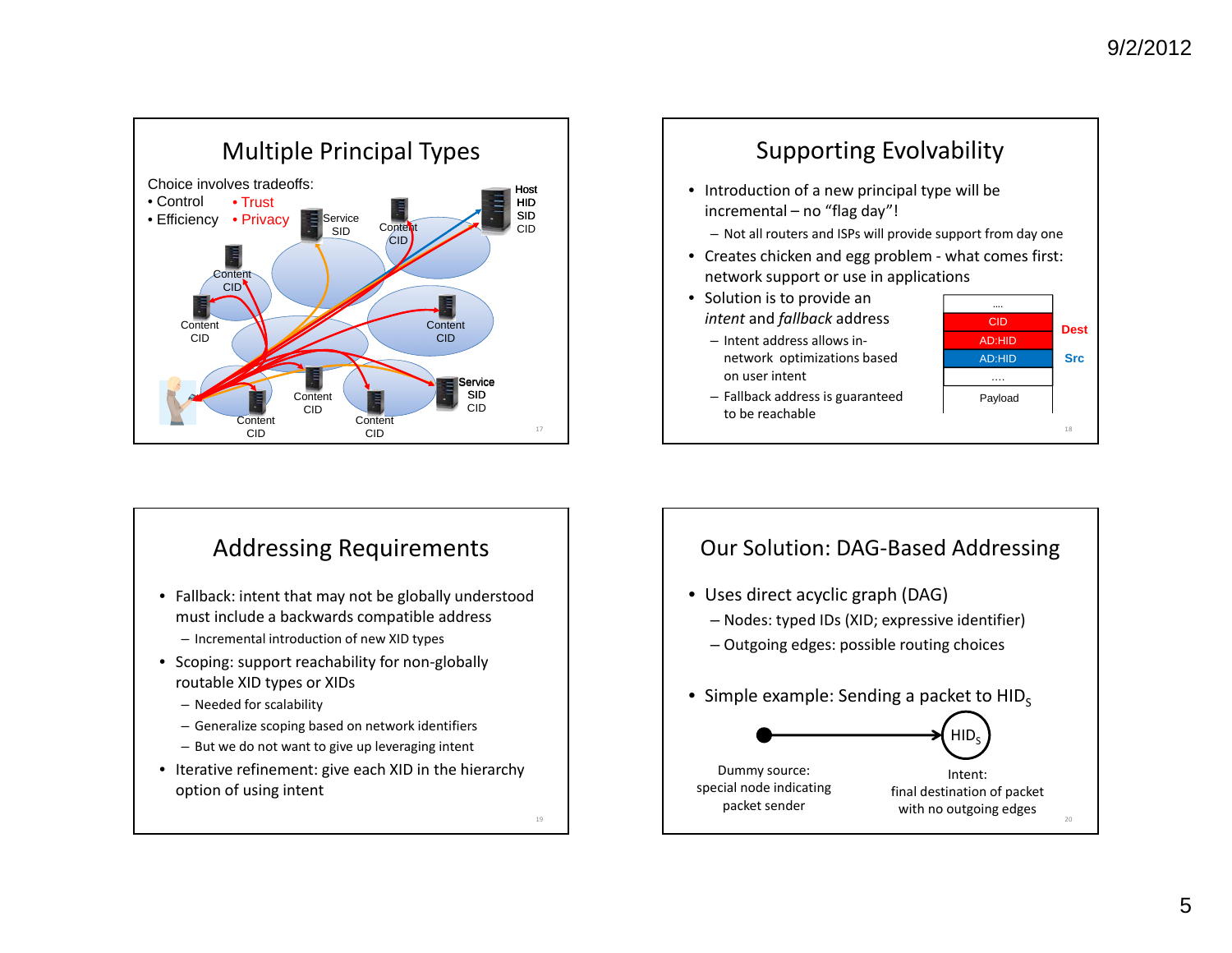## Multiple Principal Types

Choice involves tradeoffs:

- Control
- Efficiency
- Trust
- Privacy

Host HID SID CID — Service SID — Content CID — Content CID — Content CID — Content CID — Content CID — Content CID — Content CID — Service SID CID

## Supporting Evolvability

- Introduction of a new principal type will be incremental – no "flag day"!
  - Not all routers and ISPs will provide support from day one
- Creates chicken and egg problem - what comes first: network support or use in applications
- Solution is to provide an *intent* and *fallback* address
  - Intent address allows in-network optimizations based on user intent
  - Fallback address is guaranteed to be reachable

| .... | |
|---|---|
| CID | Dest |
| AD:HID | Dest |
| AD:HID | Src |
| .... | |
| Payload | |

## Addressing Requirements

- Fallback: intent that may not be globally understood must include a backwards compatible address
  - Incremental introduction of new XID types
- Scoping: support reachability for non-globally routable XID types or XIDs
  - Needed for scalability
  - Generalize scoping based on network identifiers
  - But we do not want to give up leveraging intent
- Iterative refinement: give each XID in the hierarchy option of using intent

## Our Solution: DAG-Based Addressing

- Uses direct acyclic graph (DAG)
  - Nodes: typed IDs (XID; expressive identifier)
  - Outgoing edges: possible routing choices
- Simple example: Sending a packet to $HID_S$

Dummy source: special node indicating packet sender → $HID_S$

Intent: final destination of packet with no outgoing edges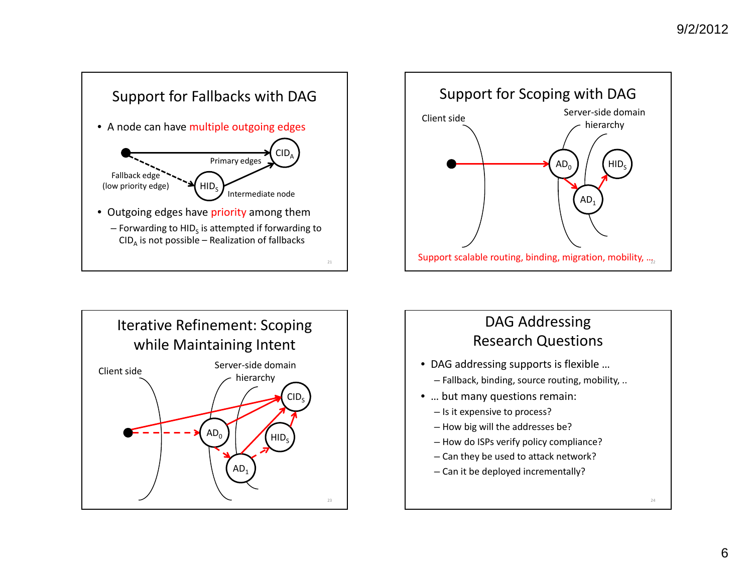## Support for Fallbacks with DAG

- A node can have multiple outgoing edges

Primary edges — $CID_A$

Fallback edge (low priority edge) — $HID_S$ — Intermediate node

- Outgoing edges have priority among them
  - Forwarding to $HID_S$ is attempted if forwarding to $CID_A$ is not possible – Realization of fallbacks

## Support for Scoping with DAG

Client side

Server-side domain hierarchy

$AD_0$, $AD_1$, $HID_S$

Support scalable routing, binding, migration, mobility, …

## Iterative Refinement: Scoping while Maintaining Intent

Client side

Server-side domain hierarchy

$AD_0$, $AD_1$, $HID_S$, $CID_S$

## DAG Addressing Research Questions

- DAG addressing supports is flexible …
  - Fallback, binding, source routing, mobility, ..
- … but many questions remain:
  - Is it expensive to process?
  - How big will the addresses be?
  - How do ISPs verify policy compliance?
  - Can they be used to attack network?
  - Can it be deployed incrementally?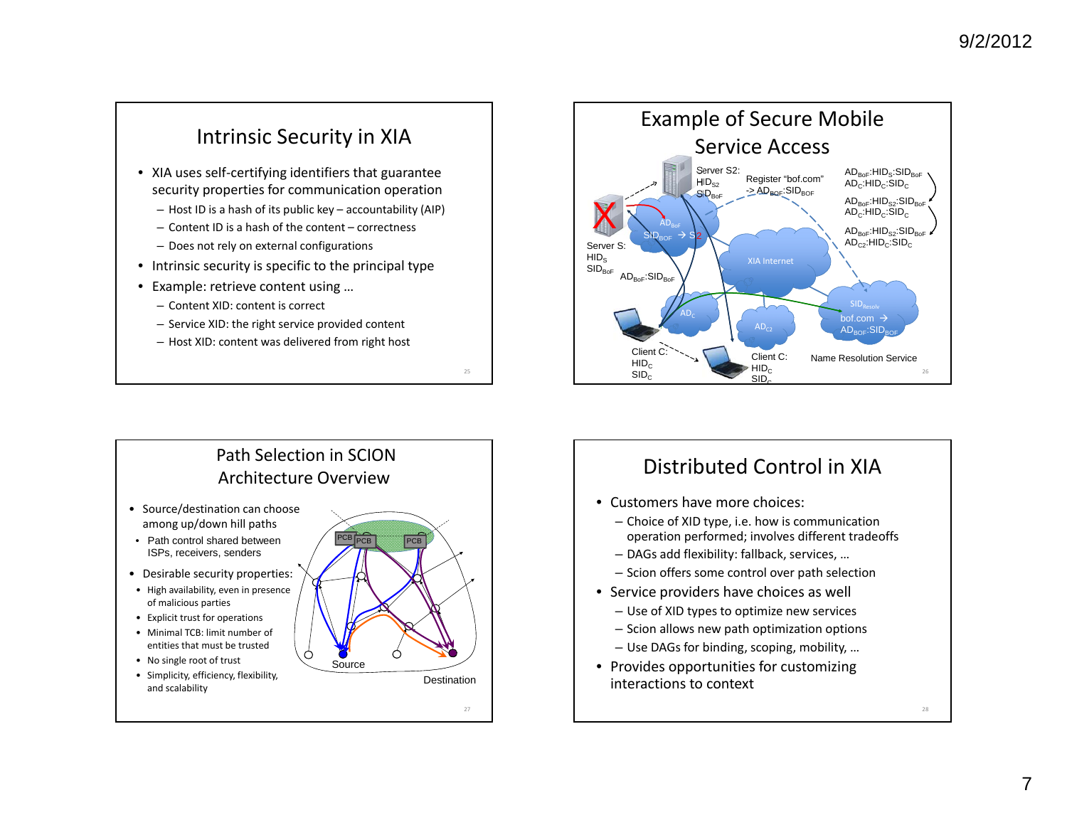## Intrinsic Security in XIA

- XIA uses self-certifying identifiers that guarantee security properties for communication operation
  - Host ID is a hash of its public key – accountability (AIP)
  - Content ID is a hash of the content – correctness
  - Does not rely on external configurations
- Intrinsic security is specific to the principal type
- Example: retrieve content using …
  - Content XID: content is correct
  - Service XID: the right service provided content
  - Host XID: content was delivered from right host

## Example of Secure Mobile Service Access

Server S2: $HID_{S2}$ $SID_{BoF}$

Register "bof.com" -> $AD_{BOF}$:$SID_{BOF}$

$AD_{BoF}$:$HID_S$:$SID_{BoF}$
$AD_C$:$HID_C$:$SID_C$

$AD_{BoF}$:$HID_{S2}$:$SID_{BoF}$
$AD_C$:$HID_C$:$SID_C$

$AD_{BoF}$:$HID_{S2}$:$SID_{BoF}$
$AD_{C2}$:$HID_C$:$SID_C$

$AD_{BoF}$

$SID_{BOF}$ → S2

Server S: $HID_S$ $SID_{BoF}$

$AD_{BoF}$:$SID_{BoF}$

XIA Internet

$SID_{Resolv}$ bof.com → $AD_{BOF}$:$SID_{BOF}$

$AD_C$

$AD_{C2}$

Client C: $HID_C$ $SID_C$

Client C: $HID_C$ $SID_C$

Name Resolution Service

## Path Selection in SCION Architecture Overview

- Source/destination can choose among up/down hill paths
  - Path control shared between ISPs, receivers, senders
- Desirable security properties:
  - High availability, even in presence of malicious parties
  - Explicit trust for operations
  - Minimal TCB: limit number of entities that must be trusted
  - No single root of trust
  - Simplicity, efficiency, flexibility, and scalability

PCB PCB PCB

Source

Destination

## Distributed Control in XIA

- Customers have more choices:
  - Choice of XID type, i.e. how is communication operation performed; involves different tradeoffs
  - DAGs add flexibility: fallback, services, …
  - Scion offers some control over path selection
- Service providers have choices as well
  - Use of XID types to optimize new services
  - Scion allows new path optimization options
  - Use DAGs for binding, scoping, mobility, …
- Provides opportunities for customizing interactions to context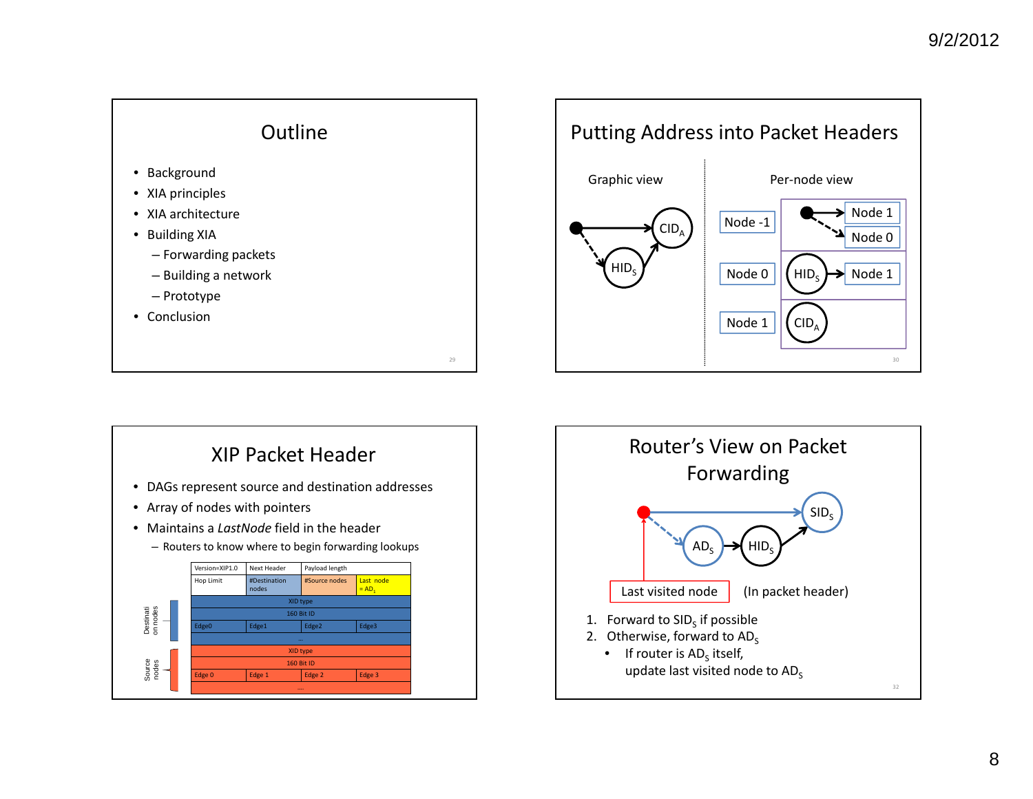## Outline

- Background
- XIA principles
- XIA architecture
- Building XIA
  - Forwarding packets
  - Building a network
  - Prototype
- Conclusion

## Putting Address into Packet Headers

Graphic view

Per-node view

| | |
|---|---|
| Node -1 | • → Node 1, Node 0 |
| Node 0 | $HID_S$ → Node 1 |
| Node 1 | $CID_A$ |

## XIP Packet Header

- DAGs represent source and destination addresses
- Array of nodes with pointers
- Maintains a *LastNode* field in the header
  - Routers to know where to begin forwarding lookups

| Version=XIP1.0 | Next Header | Payload length | |
|---|---|---|---|
| Hop Limit | #Destination nodes | #Source nodes | Last node = $AD_1$ |
| XID type | | | |
| 160 Bit ID | | | |
| Edge0 | Edge1 | Edge2 | Edge3 |
| ... | | | |
| XID type | | | |
| 160 Bit ID | | | |
| Edge 0 | Edge 1 | Edge 2 | Edge 3 |
| .... | | | |

Destination nodes / Source nodes

## Router's View on Packet Forwarding

Last visited node (In packet header)

1. Forward to $SID_S$ if possible
2. Otherwise, forward to $AD_S$
   - If router is $AD_S$ itself, update last visited node to $AD_S$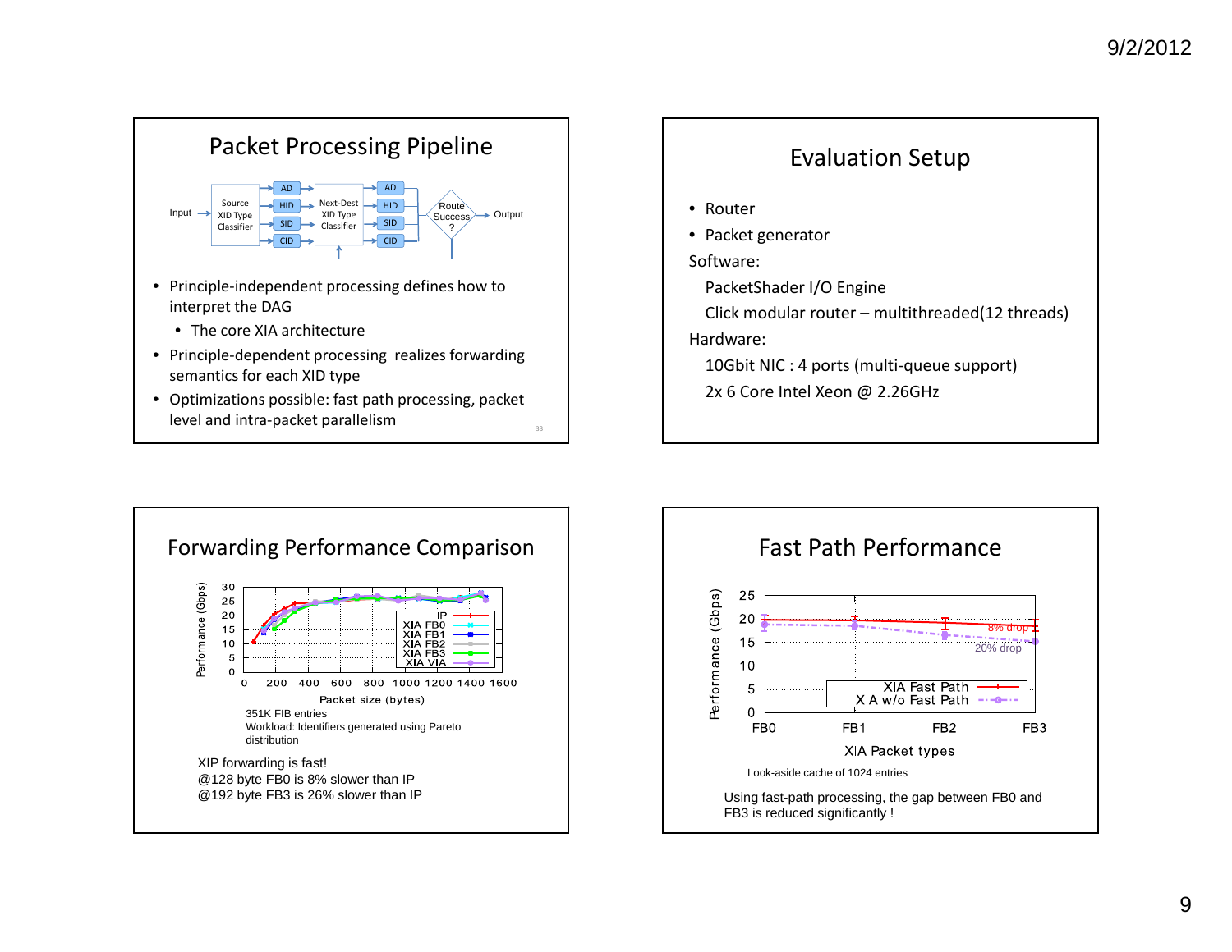## Packet Processing Pipeline

Input → Source XID Type Classifier → AD / HID / SID / CID → Next-Dest XID Type Classifier → AD / HID / SID / CID → Route Success? → Output

- Principle-independent processing defines how to interpret the DAG
  - The core XIA architecture
- Principle-dependent processing realizes forwarding semantics for each XID type
- Optimizations possible: fast path processing, packet level and intra-packet parallelism

## Evaluation Setup

- Router
- Packet generator

Software:

PacketShader I/O Engine

Click modular router – multithreaded(12 threads)

Hardware:

10Gbit NIC : 4 ports (multi-queue support)

2x 6 Core Intel Xeon @ 2.26GHz

## Forwarding Performance Comparison

Performance (Gbps) vs. Packet size (bytes): IP, XIA FB0, XIA FB1, XIA FB2, XIA FB3, XIA VIA

351K FIB entries

Workload: Identifiers generated using Pareto distribution

XIP forwarding is fast!

@128 byte FB0 is 8% slower than IP

@192 byte FB3 is 26% slower than IP

## Fast Path Performance

Performance (Gbps) vs. XIA Packet types (FB0, FB1, FB2, FB3): XIA Fast Path (8% drop), XIA w/o Fast Path (20% drop)

Look-aside cache of 1024 entries

Using fast-path processing, the gap between FB0 and FB3 is reduced significantly !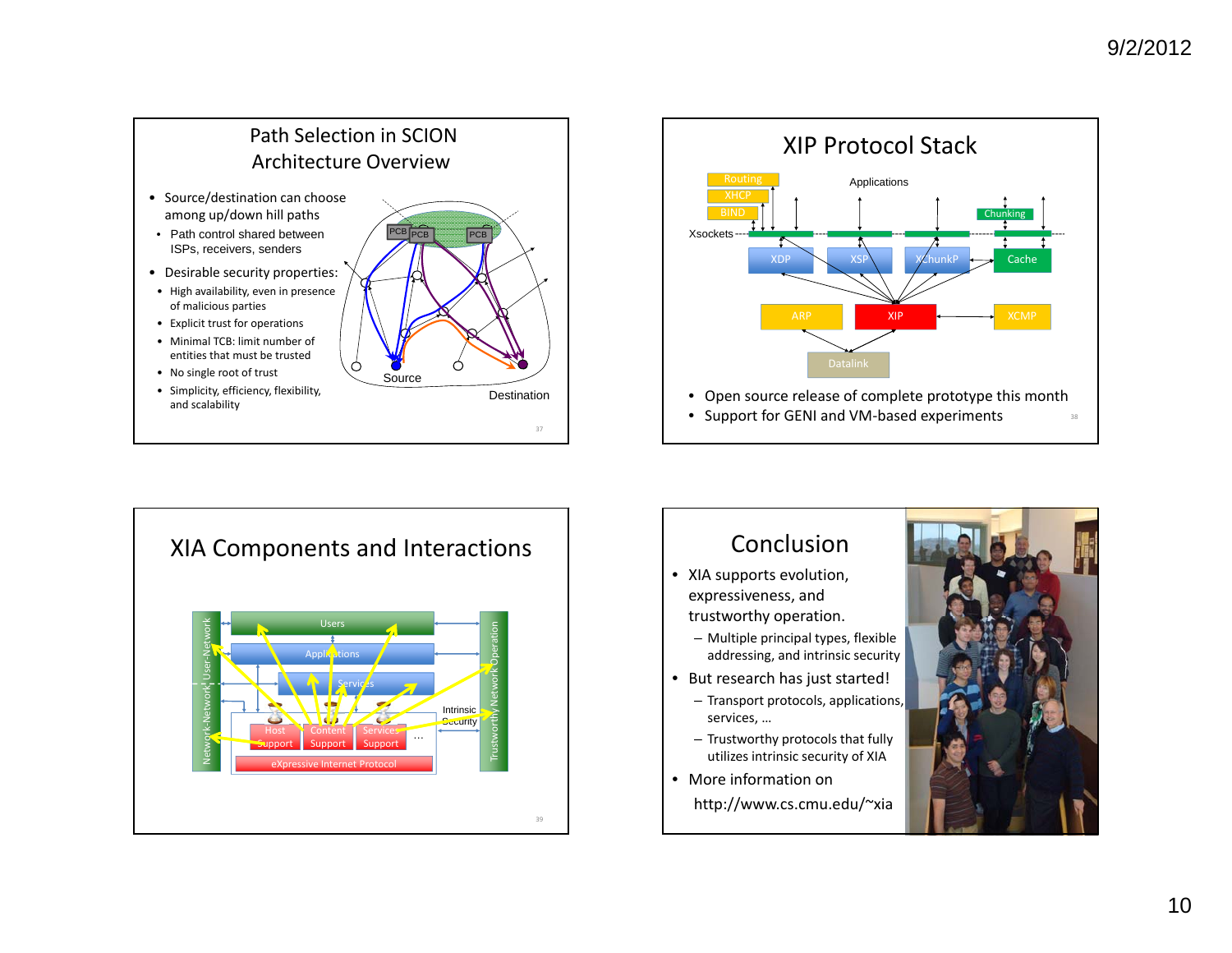## Path Selection in SCION Architecture Overview

- Source/destination can choose among up/down hill paths
  - Path control shared between ISPs, receivers, senders
- Desirable security properties:
  - High availability, even in presence of malicious parties
  - Explicit trust for operations
  - Minimal TCB: limit number of entities that must be trusted
  - No single root of trust
  - Simplicity, efficiency, flexibility, and scalability

PCB
PCB
PCB
Source
Destination

## XIP Protocol Stack

Routing
XHCP
BIND
Applications
Chunking
Xsockets
XDP
XSP
XChunkP
Cache
ARP
XIP
XCMP
Datalink

- Open source release of complete prototype this month
- Support for GENI and VM-based experiments

## XIA Components and Interactions

Users
Applications
Services
Network-Network | User-Network
Trustworthy Network Operation
Intrinsic Security
Host Support
Content Support
Services Support
...
eXpressive Internet Protocol

## Conclusion

- XIA supports evolution, expressiveness, and trustworthy operation.
  - Multiple principal types, flexible addressing, and intrinsic security
- But research has just started!
  - Transport protocols, applications, services, …
  - Trustworthy protocols that fully utilizes intrinsic security of XIA
- More information on

  http://www.cs.cmu.edu/~xia